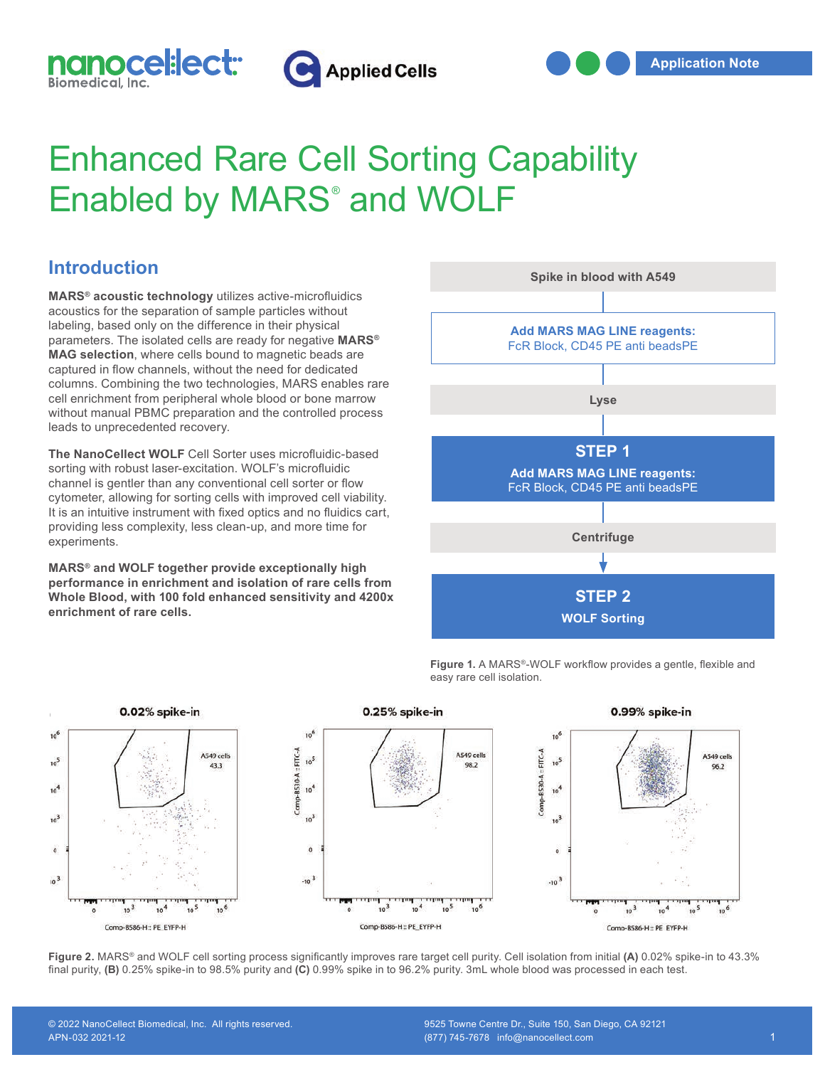Application Note

# Enhanced Rare Cell Sorting Capability Enabled by MARS® and WOLF

## Introduction

**MARS® acoustic technology** utilizes active-microfluidics acoustics for the separation of sample particles without labeling, based only on the difference in their physical parameters. The isolated cells are ready for negative **MARS® MAG selection**, where cells bound to magnetic beads are captured in flow channels, without the need for dedicated columns. Combining the two technologies, MARS enables rare cell enrichment from peripheral whole blood or bone marrow without manual PBMC preparation and the controlled process leads to unprecedented recovery.

**The NanoCellect WOLF** Cell Sorter uses microfluidic-based sorting with robust laser-excitation. WOLF's microfluidic channel is gentler than any conventional cell sorter or flow cytometer, allowing for sorting cells with improved cell viability. It is an intuitive instrument with fixed optics and no fluidics cart, providing less complexity, less clean-up, and more time for experiments.

**MARS® and WOLF together provide exceptionally high performance in enrichment and isolation of rare cells from Whole Blood, with 100 fold enhanced sensitivity and 4200x enrichment of rare cells.**

Spike in blood with A549

**Add MARS MAG LINE reagents:**
FcR Block, CD45 PE anti beadsPE

Lyse

**STEP 1**
**Add MARS MAG LINE reagents:**
FcR Block, CD45 PE anti beadsPE

Centrifuge

**STEP 2**
**WOLF Sorting**

**Figure 1.** A MARS®-WOLF workflow provides a gentle, flexible and easy rare cell isolation.

0.02% spike-in — A549 cells 43.3

0.25% spike-in — A549 cells 98.2

0.99% spike-in — A549 cells 96.2

**Figure 2.** MARS® and WOLF cell sorting process significantly improves rare target cell purity. Cell isolation from initial **(A)** 0.02% spike-in to 43.3% final purity, **(B)** 0.25% spike-in to 98.5% purity and **(C)** 0.99% spike in to 96.2% purity. 3mL whole blood was processed in each test.

© 2022 NanoCellect Biomedical, Inc. All rights reserved.
APN-032 2021-12

9525 Towne Centre Dr., Suite 150, San Diego, CA 92121
(877) 745-7678 info@nanocellect.com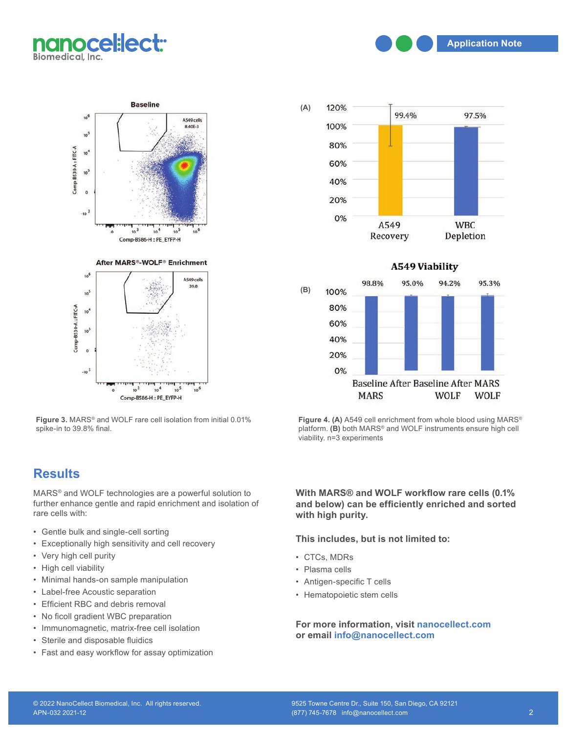Baseline

A549 cells
8.40E-3

Comp-B530-A :: FITC-A

Comp-B586-H :: PE_EYFP-H

After MARS®-WOLF® Enrichment

A549 cells
39.8

Comp-B530-A :: FITC-A

Comp-B586-H :: PE_EYFP-H

**Figure 3.** MARS® and WOLF rare cell isolation from initial 0.01% spike-in to 39.8% final.

(A)

99.4%
97.5%

A549 Recovery
WBC Depletion

(B)

A549 Viability

98.8%
95.0%
94.2%
95.3%

Baseline MARS
After MARS
Baseline WOLF
After WOLF

**Figure 4. (A)** A549 cell enrichment from whole blood using MARS® platform. **(B)** both MARS® and WOLF instruments ensure high cell viability. n=3 experiments

## Results

MARS® and WOLF technologies are a powerful solution to further enhance gentle and rapid enrichment and isolation of rare cells with:

- Gentle bulk and single-cell sorting
- Exceptionally high sensitivity and cell recovery
- Very high cell purity
- High cell viability
- Minimal hands-on sample manipulation
- Label-free Acoustic separation
- Efficient RBC and debris removal
- No ficoll gradient WBC preparation
- Immunomagnetic, matrix-free cell isolation
- Sterile and disposable fluidics
- Fast and easy workflow for assay optimization

**With MARS® and WOLF workflow rare cells (0.1% and below) can be efficiently enriched and sorted with high purity.**

**This includes, but is not limited to:**

- CTCs, MDRs
- Plasma cells
- Antigen-specific T cells
- Hematopoietic stem cells

**For more information, visit nanocellect.com or email info@nanocellect.com**